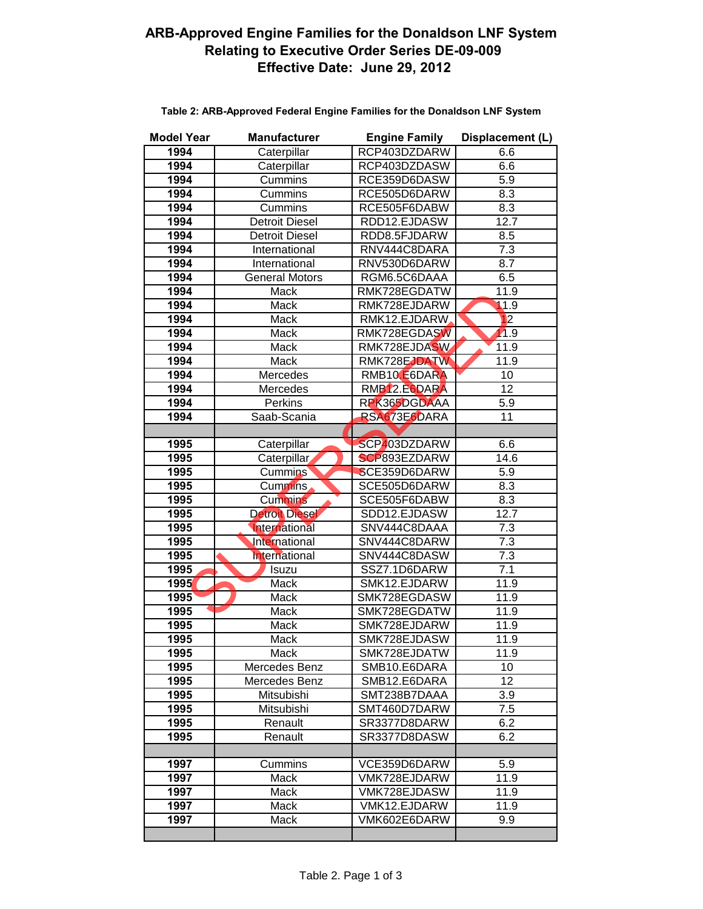# ARB-Approved Engine Families for the Donaldson LNF System
# Relating to Executive Order Series DE-09-009
# Effective Date: June 29, 2012

SUPERSEDED

**Table 2: ARB-Approved Federal Engine Families for the Donaldson LNF System**

| Model Year | Manufacturer | Engine Family | Displacement (L) |
|---|---|---|---|
| 1994 | Caterpillar | RCP403DZDARW | 6.6 |
| 1994 | Caterpillar | RCP403DZDASW | 6.6 |
| 1994 | Cummins | RCE359D6DASW | 5.9 |
| 1994 | Cummins | RCE505D6DARW | 8.3 |
| 1994 | Cummins | RCE505F6DABW | 8.3 |
| 1994 | Detroit Diesel | RDD12.EJDASW | 12.7 |
| 1994 | Detroit Diesel | RDD8.5FJDARW | 8.5 |
| 1994 | International | RNV444C8DARA | 7.3 |
| 1994 | International | RNV530D6DARW | 8.7 |
| 1994 | General Motors | RGM6.5C6DAAA | 6.5 |
| 1994 | Mack | RMK728EGDATW | 11.9 |
| 1994 | Mack | RMK728EJDARW | 11.9 |
| 1994 | Mack | RMK12.EJDARW | 12 |
| 1994 | Mack | RMK728EGDASW | 11.9 |
| 1994 | Mack | RMK728EJDASW | 11.9 |
| 1994 | Mack | RMK728EJDATW | 11.9 |
| 1994 | Mercedes | RMB10.E6DARA | 10 |
| 1994 | Mercedes | RMB12.E6DARA | 12 |
| 1994 | Perkins | RPK365DGDAAA | 5.9 |
| 1994 | Saab-Scania | RSA673E6DARA | 11 |
| | | | |
| 1995 | Caterpillar | SCP403DZDARW | 6.6 |
| 1995 | Caterpillar | SCP893EZDARW | 14.6 |
| 1995 | Cummins | SCE359D6DARW | 5.9 |
| 1995 | Cummins | SCE505D6DARW | 8.3 |
| 1995 | Cummins | SCE505F6DABW | 8.3 |
| 1995 | Detroit Diesel | SDD12.EJDASW | 12.7 |
| 1995 | International | SNV444C8DAAA | 7.3 |
| 1995 | International | SNV444C8DARW | 7.3 |
| 1995 | International | SNV444C8DASW | 7.3 |
| 1995 | Isuzu | SSZ7.1D6DARW | 7.1 |
| 1995 | Mack | SMK12.EJDARW | 11.9 |
| 1995 | Mack | SMK728EGDASW | 11.9 |
| 1995 | Mack | SMK728EGDATW | 11.9 |
| 1995 | Mack | SMK728EJDARW | 11.9 |
| 1995 | Mack | SMK728EJDASW | 11.9 |
| 1995 | Mack | SMK728EJDATW | 11.9 |
| 1995 | Mercedes Benz | SMB10.E6DARA | 10 |
| 1995 | Mercedes Benz | SMB12.E6DARA | 12 |
| 1995 | Mitsubishi | SMT238B7DAAA | 3.9 |
| 1995 | Mitsubishi | SMT460D7DARW | 7.5 |
| 1995 | Renault | SR3377D8DARW | 6.2 |
| 1995 | Renault | SR3377D8DASW | 6.2 |
| | | | |
| 1997 | Cummins | VCE359D6DARW | 5.9 |
| 1997 | Mack | VMK728EJDARW | 11.9 |
| 1997 | Mack | VMK728EJDASW | 11.9 |
| 1997 | Mack | VMK12.EJDARW | 11.9 |
| 1997 | Mack | VMK602E6DARW | 9.9 |
| | | | |

Table 2. Page 1 of 3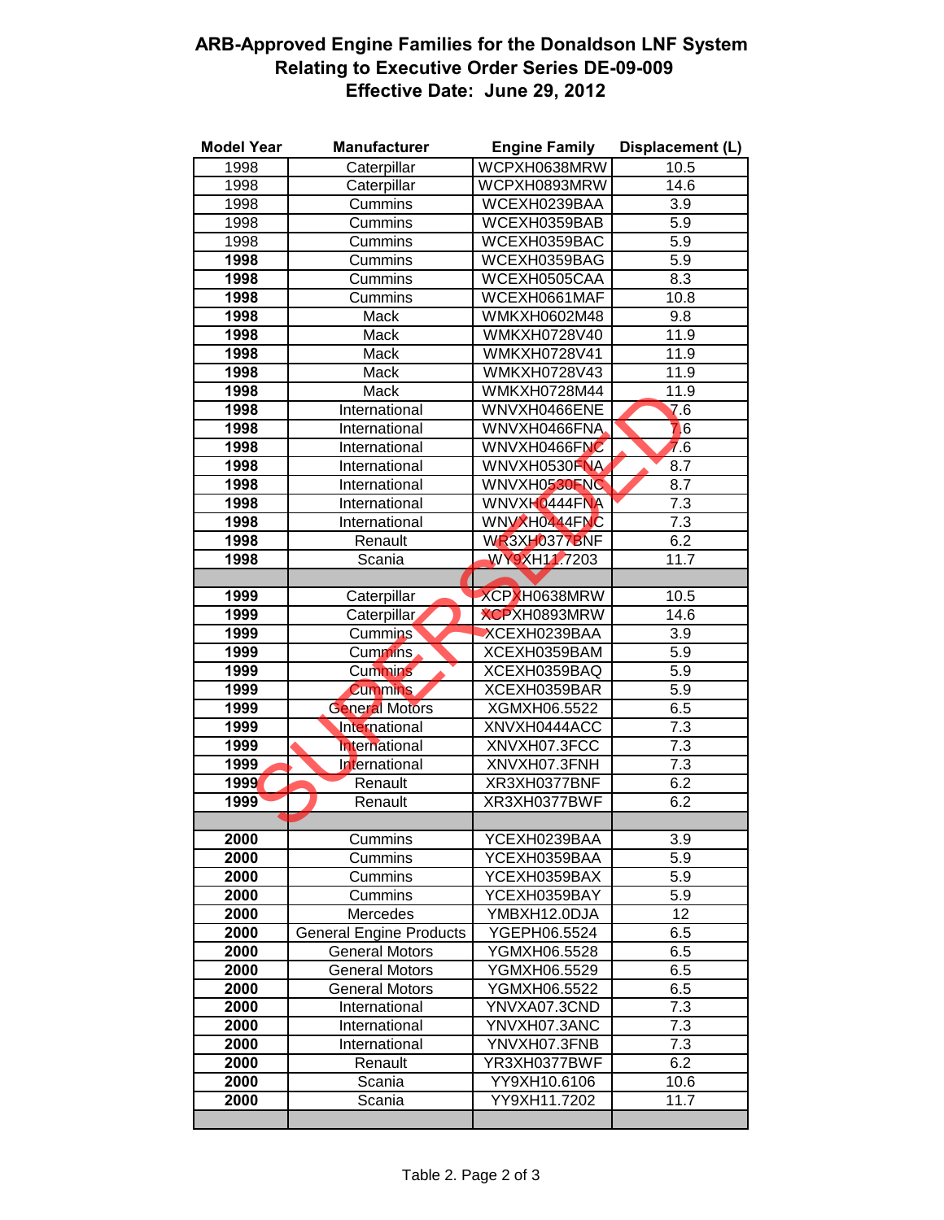# ARB-Approved Engine Families for the Donaldson LNF System
# Relating to Executive Order Series DE-09-009
# Effective Date: June 29, 2012

SUPERSEDED

| Model Year | Manufacturer | Engine Family | Displacement (L) |
|---|---|---|---|
| 1998 | Caterpillar | WCPXH0638MRW | 10.5 |
| 1998 | Caterpillar | WCPXH0893MRW | 14.6 |
| 1998 | Cummins | WCEXH0239BAA | 3.9 |
| 1998 | Cummins | WCEXH0359BAB | 5.9 |
| 1998 | Cummins | WCEXH0359BAC | 5.9 |
| **1998** | Cummins | WCEXH0359BAG | 5.9 |
| **1998** | Cummins | WCEXH0505CAA | 8.3 |
| **1998** | Cummins | WCEXH0661MAF | 10.8 |
| **1998** | Mack | WMKXH0602M48 | 9.8 |
| **1998** | Mack | WMKXH0728V40 | 11.9 |
| **1998** | Mack | WMKXH0728V41 | 11.9 |
| **1998** | Mack | WMKXH0728V43 | 11.9 |
| **1998** | Mack | WMKXH0728M44 | 11.9 |
| **1998** | International | WNVXH0466ENE | 7.6 |
| **1998** | International | WNVXH0466FNA | 7.6 |
| **1998** | International | WNVXH0466FNC | 7.6 |
| **1998** | International | WNVXH0530FNA | 8.7 |
| **1998** | International | WNVXH0530FNC | 8.7 |
| **1998** | International | WNVXH0444FNA | 7.3 |
| **1998** | International | WNVXH0444FNC | 7.3 |
| **1998** | Renault | WR3XH0377BNF | 6.2 |
| **1998** | Scania | WY9XH11.7203 | 11.7 |
| | | | |
| **1999** | Caterpillar | XCPXH0638MRW | 10.5 |
| **1999** | Caterpillar | XCPXH0893MRW | 14.6 |
| **1999** | Cummins | XCEXH0239BAA | 3.9 |
| **1999** | Cummins | XCEXH0359BAM | 5.9 |
| **1999** | Cummins | XCEXH0359BAQ | 5.9 |
| **1999** | Cummins | XCEXH0359BAR | 5.9 |
| **1999** | General Motors | XGMXH06.5522 | 6.5 |
| **1999** | International | XNVXH0444ACC | 7.3 |
| **1999** | International | XNVXH07.3FCC | 7.3 |
| **1999** | International | XNVXH07.3FNH | 7.3 |
| **1999** | Renault | XR3XH0377BNF | 6.2 |
| **1999** | Renault | XR3XH0377BWF | 6.2 |
| | | | |
| **2000** | Cummins | YCEXH0239BAA | 3.9 |
| **2000** | Cummins | YCEXH0359BAA | 5.9 |
| **2000** | Cummins | YCEXH0359BAX | 5.9 |
| **2000** | Cummins | YCEXH0359BAY | 5.9 |
| **2000** | Mercedes | YMBXH12.0DJA | 12 |
| **2000** | General Engine Products | YGEPH06.5524 | 6.5 |
| **2000** | General Motors | YGMXH06.5528 | 6.5 |
| **2000** | General Motors | YGMXH06.5529 | 6.5 |
| **2000** | General Motors | YGMXH06.5522 | 6.5 |
| **2000** | International | YNVXA07.3CND | 7.3 |
| **2000** | International | YNVXH07.3ANC | 7.3 |
| **2000** | International | YNVXH07.3FNB | 7.3 |
| **2000** | Renault | YR3XH0377BWF | 6.2 |
| **2000** | Scania | YY9XH10.6106 | 10.6 |
| **2000** | Scania | YY9XH11.7202 | 11.7 |
| | | | |

Table 2. Page 2 of 3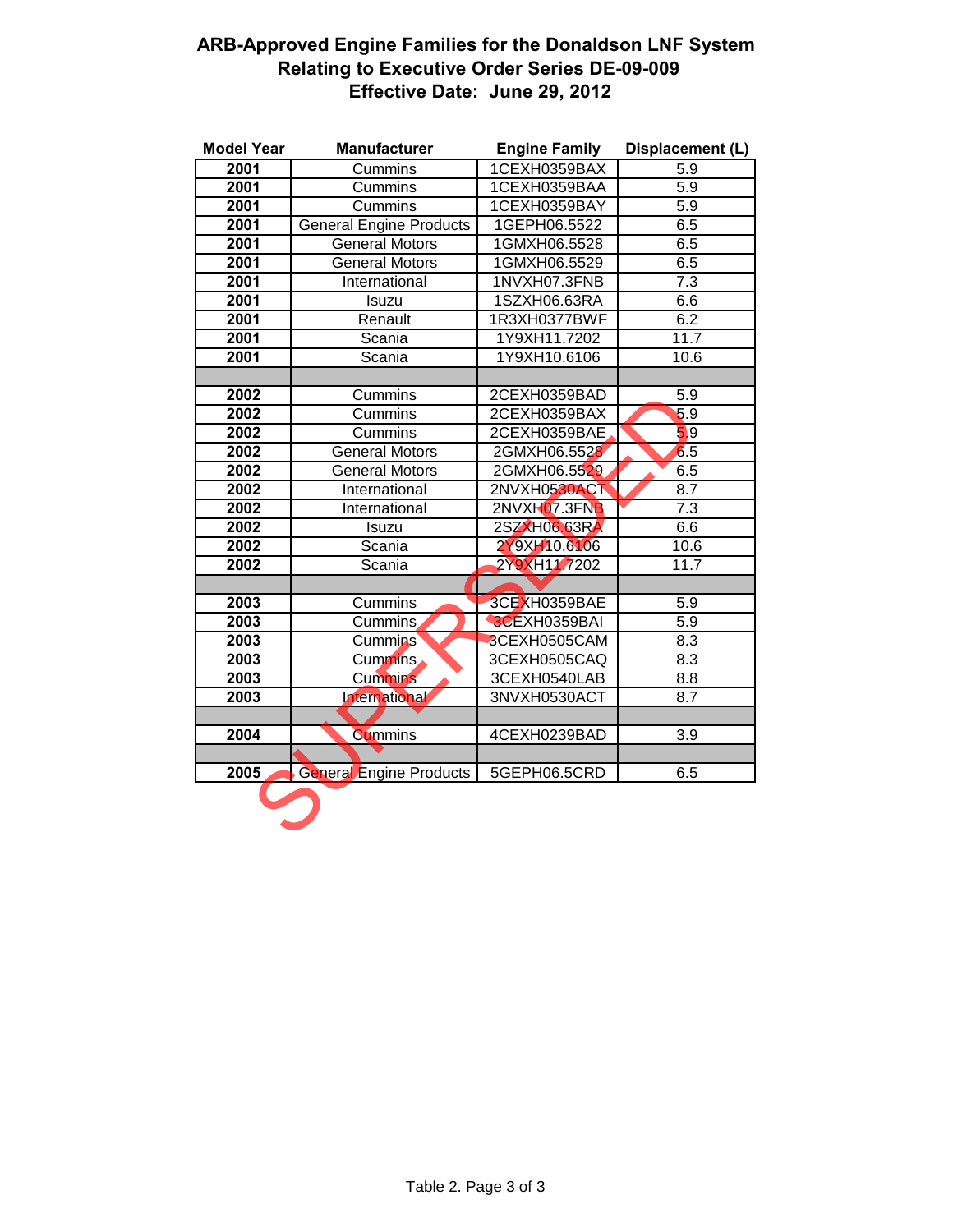# ARB-Approved Engine Families for the Donaldson LNF System
## Relating to Executive Order Series DE-09-009
## Effective Date: June 29, 2012

| Model Year | Manufacturer | Engine Family | Displacement (L) |
|---|---|---|---|
| **2001** | Cummins | 1CEXH0359BAX | 5.9 |
| **2001** | Cummins | 1CEXH0359BAA | 5.9 |
| **2001** | Cummins | 1CEXH0359BAY | 5.9 |
| **2001** | General Engine Products | 1GEPH06.5522 | 6.5 |
| **2001** | General Motors | 1GMXH06.5528 | 6.5 |
| **2001** | General Motors | 1GMXH06.5529 | 6.5 |
| **2001** | International | 1NVXH07.3FNB | 7.3 |
| **2001** | Isuzu | 1SZXH06.63RA | 6.6 |
| **2001** | Renault | 1R3XH0377BWF | 6.2 |
| **2001** | Scania | 1Y9XH11.7202 | 11.7 |
| **2001** | Scania | 1Y9XH10.6106 | 10.6 |
| | | | |
| **2002** | Cummins | 2CEXH0359BAD | 5.9 |
| **2002** | Cummins | 2CEXH0359BAX | 5.9 |
| **2002** | Cummins | 2CEXH0359BAE | 5.9 |
| **2002** | General Motors | 2GMXH06.5528 | 6.5 |
| **2002** | General Motors | 2GMXH06.5529 | 6.5 |
| **2002** | International | 2NVXH0530ACT | 8.7 |
| **2002** | International | 2NVXH07.3FNB | 7.3 |
| **2002** | Isuzu | 2SZXH06.63RA | 6.6 |
| **2002** | Scania | 2Y9XH10.6106 | 10.6 |
| **2002** | Scania | 2Y9XH11.7202 | 11.7 |
| | | | |
| **2003** | Cummins | 3CEXH0359BAE | 5.9 |
| **2003** | Cummins | 3CEXH0359BAI | 5.9 |
| **2003** | Cummins | 3CEXH0505CAM | 8.3 |
| **2003** | Cummins | 3CEXH0505CAQ | 8.3 |
| **2003** | Cummins | 3CEXH0540LAB | 8.8 |
| **2003** | International | 3NVXH0530ACT | 8.7 |
| | | | |
| **2004** | Cummins | 4CEXH0239BAD | 3.9 |
| | | | |
| **2005** | General Engine Products | 5GEPH06.5CRD | 6.5 |

SUPERSEDED

Table 2. Page 3 of 3